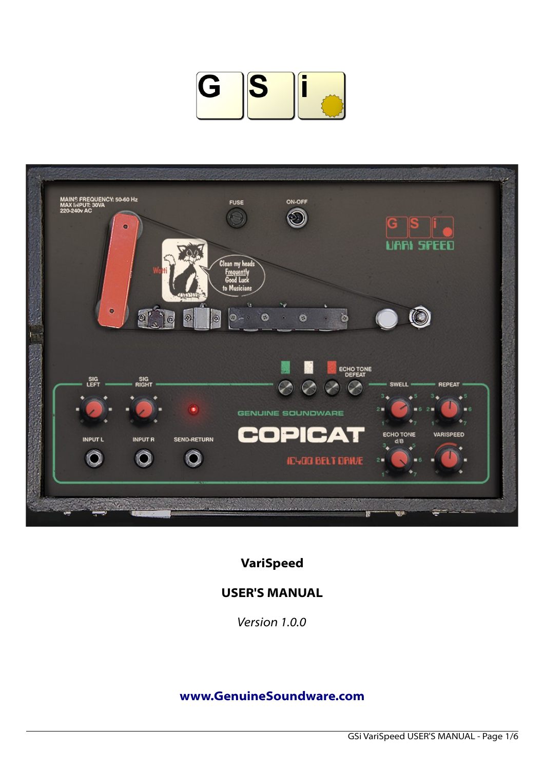# VariSpeed

## USER'S MANUAL

*Version 1.0.0*

**www.GenuineSoundware.com**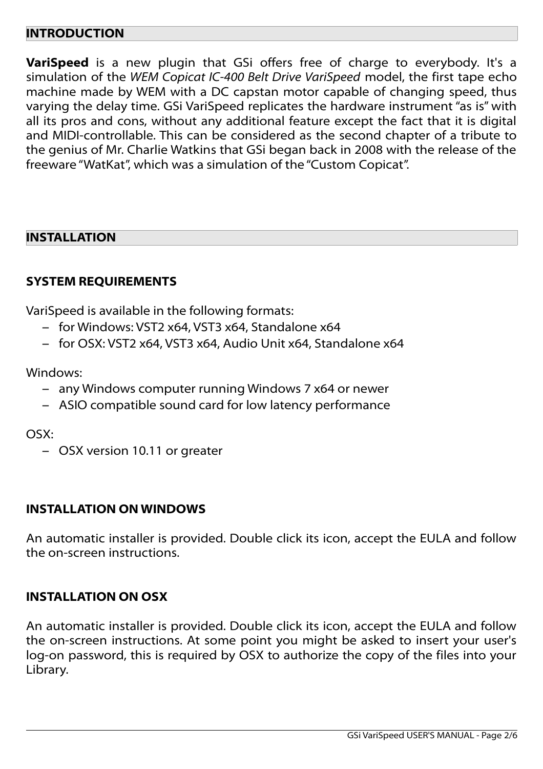## INTRODUCTION

**VariSpeed** is a new plugin that GSi offers free of charge to everybody. It's a simulation of the *WEM Copicat IC-400 Belt Drive VariSpeed* model, the first tape echo machine made by WEM with a DC capstan motor capable of changing speed, thus varying the delay time. GSi VariSpeed replicates the hardware instrument "as is" with all its pros and cons, without any additional feature except the fact that it is digital and MIDI-controllable. This can be considered as the second chapter of a tribute to the genius of Mr. Charlie Watkins that GSi began back in 2008 with the release of the freeware "WatKat", which was a simulation of the "Custom Copicat".

## INSTALLATION

### SYSTEM REQUIREMENTS

VariSpeed is available in the following formats:

- for Windows: VST2 x64, VST3 x64, Standalone x64
- for OSX: VST2 x64, VST3 x64, Audio Unit x64, Standalone x64

Windows:

- any Windows computer running Windows 7 x64 or newer
- ASIO compatible sound card for low latency performance

OSX:

- OSX version 10.11 or greater

### INSTALLATION ON WINDOWS

An automatic installer is provided. Double click its icon, accept the EULA and follow the on-screen instructions.

### INSTALLATION ON OSX

An automatic installer is provided. Double click its icon, accept the EULA and follow the on-screen instructions. At some point you might be asked to insert your user's log-on password, this is required by OSX to authorize the copy of the files into your Library.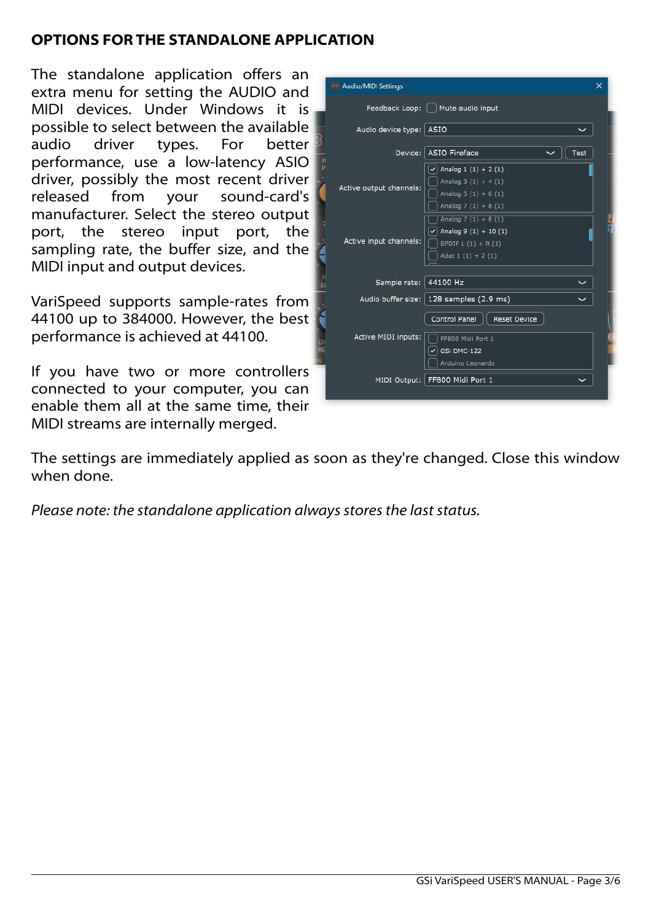## OPTIONS FOR THE STANDALONE APPLICATION

The standalone application offers an extra menu for setting the AUDIO and MIDI devices. Under Windows it is possible to select between the available audio driver types. For better performance, use a low-latency ASIO driver, possibly the most recent driver released from your sound-card's manufacturer. Select the stereo output port, the stereo input port, the sampling rate, the buffer size, and the MIDI input and output devices.

VariSpeed supports sample-rates from 44100 up to 384000. However, the best performance is achieved at 44100.

If you have two or more controllers connected to your computer, you can enable them all at the same time, their MIDI streams are internally merged.

The settings are immediately applied as soon as they're changed. Close this window when done.

*Please note: the standalone application always stores the last status.*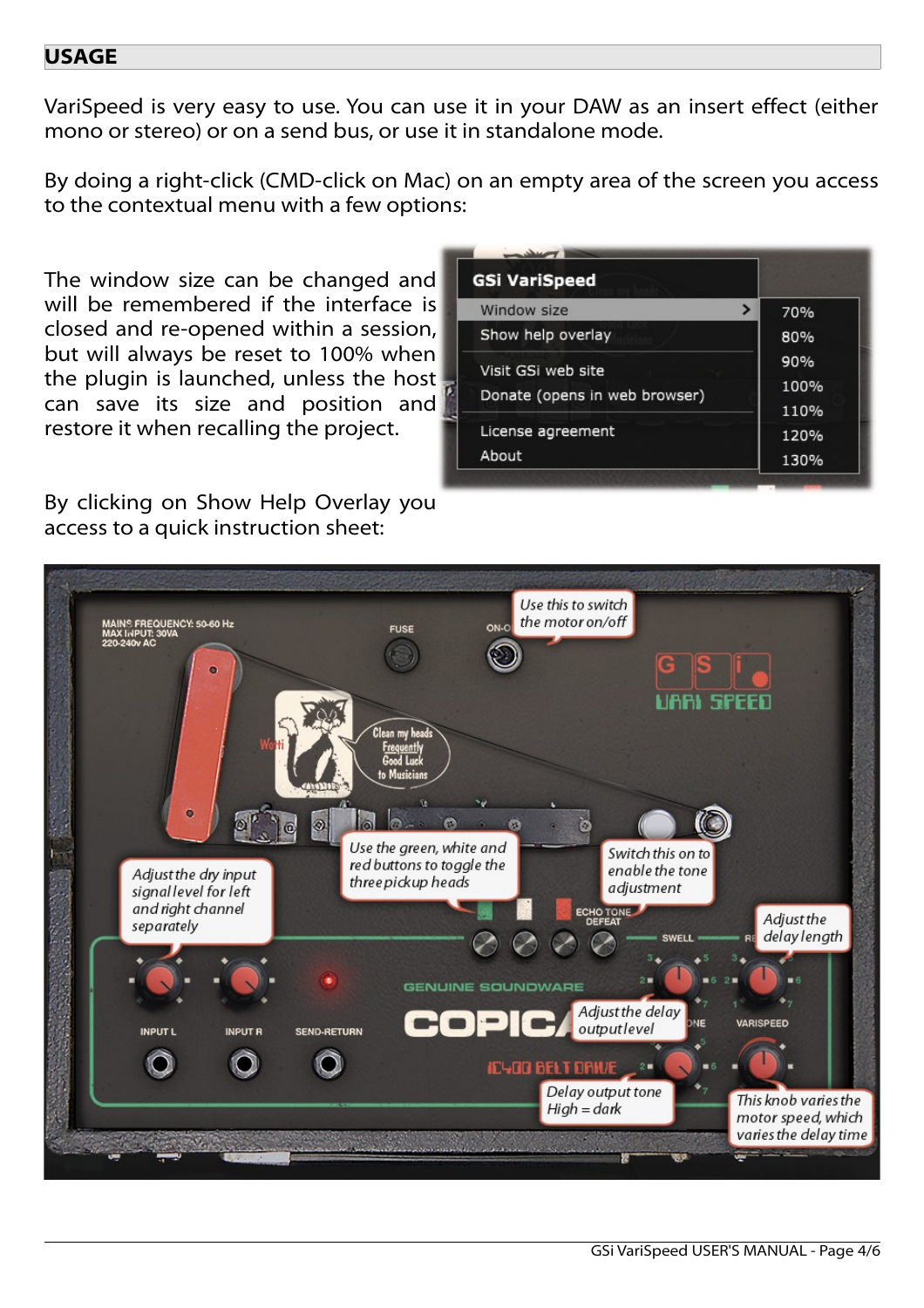## USAGE

VariSpeed is very easy to use. You can use it in your DAW as an insert effect (either mono or stereo) or on a send bus, or use it in standalone mode.

By doing a right-click (CMD-click on Mac) on an empty area of the screen you access to the contextual menu with a few options:

The window size can be changed and will be remembered if the interface is closed and re-opened within a session, but will always be reset to 100% when the plugin is launched, unless the host can save its size and position and restore it when recalling the project.

By clicking on Show Help Overlay you access to a quick instruction sheet: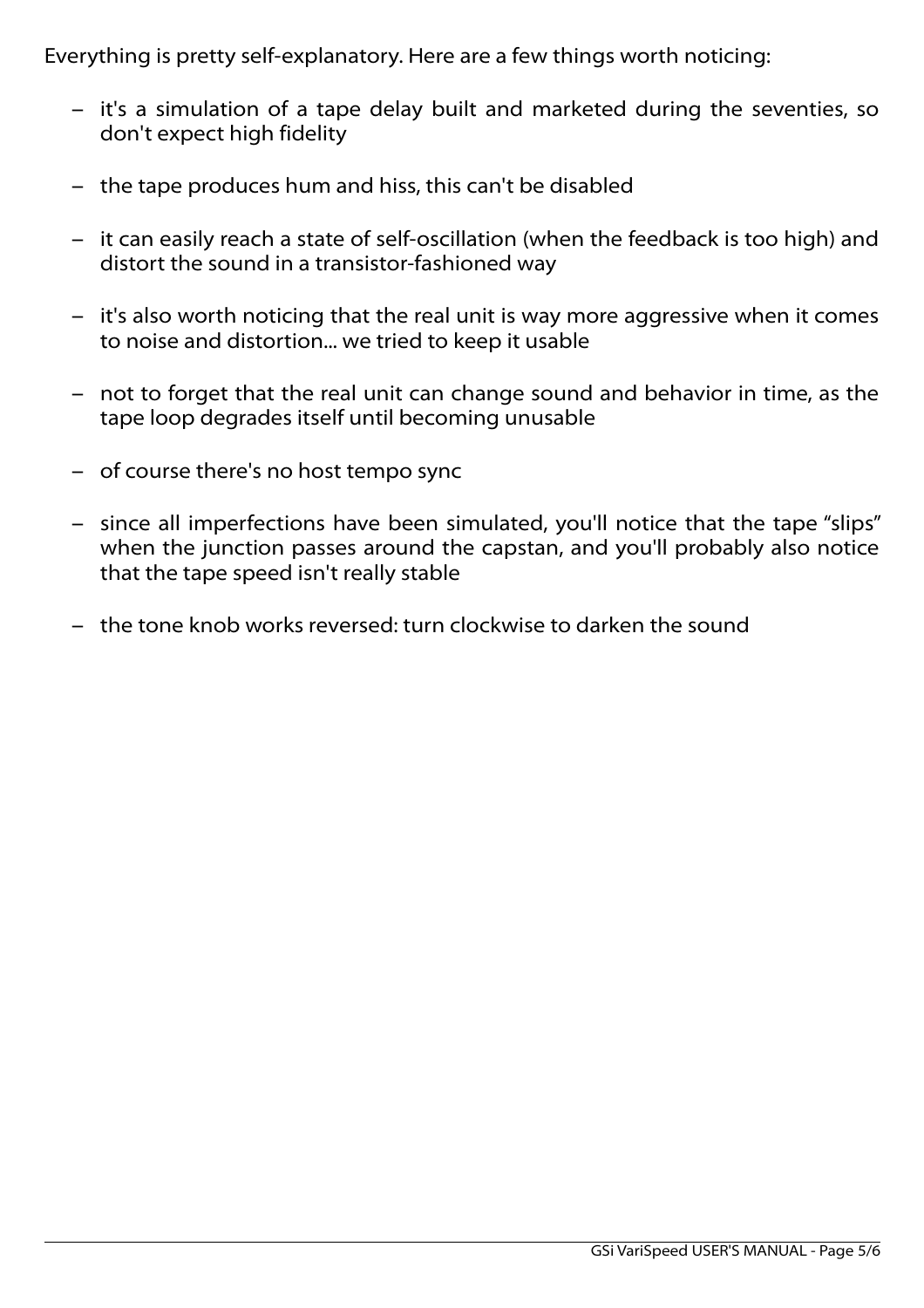Everything is pretty self-explanatory. Here are a few things worth noticing:

- it's a simulation of a tape delay built and marketed during the seventies, so don't expect high fidelity
- the tape produces hum and hiss, this can't be disabled
- it can easily reach a state of self-oscillation (when the feedback is too high) and distort the sound in a transistor-fashioned way
- it's also worth noticing that the real unit is way more aggressive when it comes to noise and distortion... we tried to keep it usable
- not to forget that the real unit can change sound and behavior in time, as the tape loop degrades itself until becoming unusable
- of course there's no host tempo sync
- since all imperfections have been simulated, you'll notice that the tape “slips” when the junction passes around the capstan, and you'll probably also notice that the tape speed isn't really stable
- the tone knob works reversed: turn clockwise to darken the sound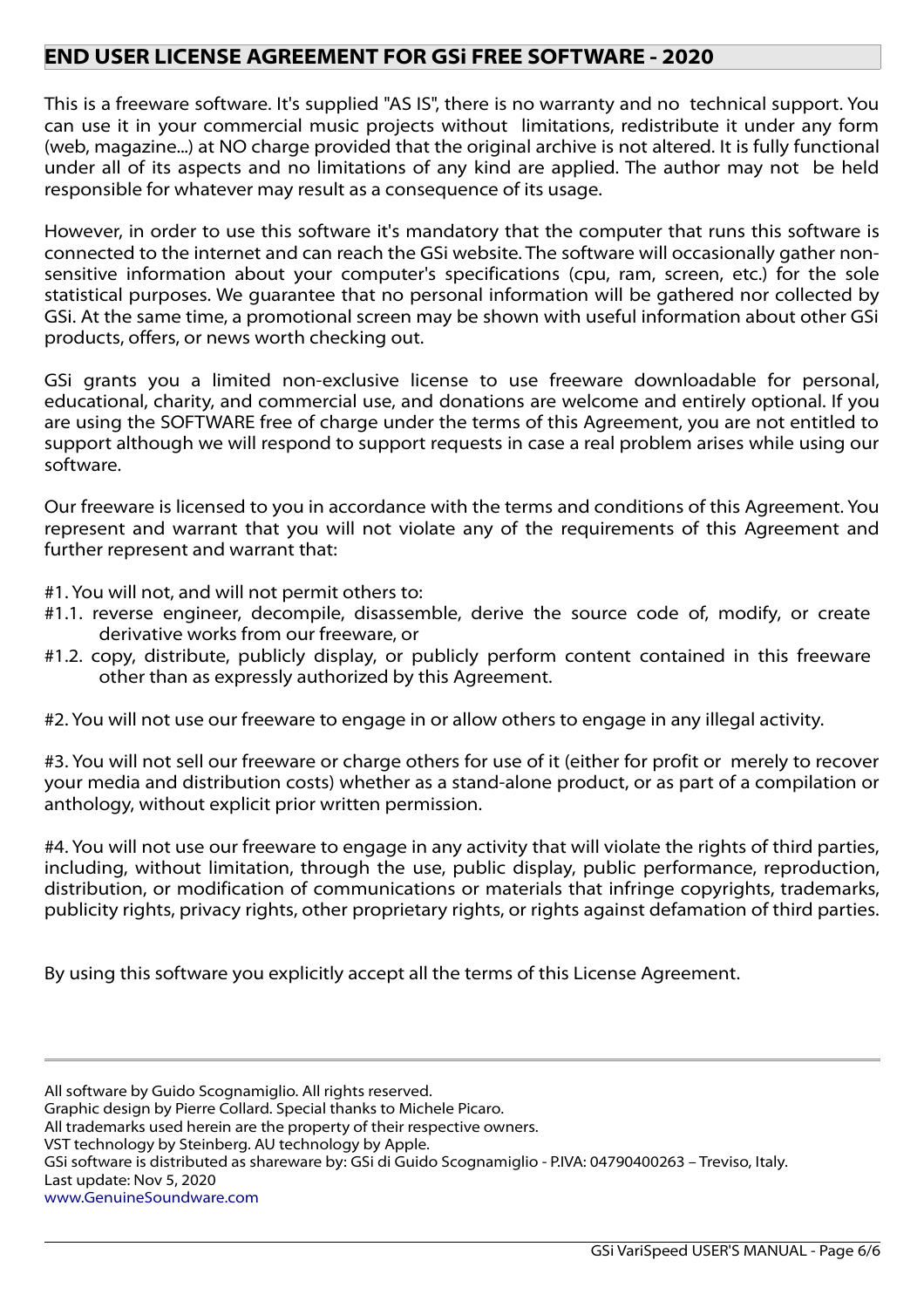## END USER LICENSE AGREEMENT FOR GSi FREE SOFTWARE - 2020

This is a freeware software. It's supplied "AS IS", there is no warranty and no technical support. You can use it in your commercial music projects without limitations, redistribute it under any form (web, magazine...) at NO charge provided that the original archive is not altered. It is fully functional under all of its aspects and no limitations of any kind are applied. The author may not be held responsible for whatever may result as a consequence of its usage.

However, in order to use this software it's mandatory that the computer that runs this software is connected to the internet and can reach the GSi website. The software will occasionally gather non-sensitive information about your computer's specifications (cpu, ram, screen, etc.) for the sole statistical purposes. We guarantee that no personal information will be gathered nor collected by GSi. At the same time, a promotional screen may be shown with useful information about other GSi products, offers, or news worth checking out.

GSi grants you a limited non-exclusive license to use freeware downloadable for personal, educational, charity, and commercial use, and donations are welcome and entirely optional. If you are using the SOFTWARE free of charge under the terms of this Agreement, you are not entitled to support although we will respond to support requests in case a real problem arises while using our software.

Our freeware is licensed to you in accordance with the terms and conditions of this Agreement. You represent and warrant that you will not violate any of the requirements of this Agreement and further represent and warrant that:

#1. You will not, and will not permit others to:
#1.1. reverse engineer, decompile, disassemble, derive the source code of, modify, or create derivative works from our freeware, or
#1.2. copy, distribute, publicly display, or publicly perform content contained in this freeware other than as expressly authorized by this Agreement.

#2. You will not use our freeware to engage in or allow others to engage in any illegal activity.

#3. You will not sell our freeware or charge others for use of it (either for profit or merely to recover your media and distribution costs) whether as a stand-alone product, or as part of a compilation or anthology, without explicit prior written permission.

#4. You will not use our freeware to engage in any activity that will violate the rights of third parties, including, without limitation, through the use, public display, public performance, reproduction, distribution, or modification of communications or materials that infringe copyrights, trademarks, publicity rights, privacy rights, other proprietary rights, or rights against defamation of third parties.

By using this software you explicitly accept all the terms of this License Agreement.

---

All software by Guido Scognamiglio. All rights reserved.
Graphic design by Pierre Collard. Special thanks to Michele Picaro.
All trademarks used herein are the property of their respective owners.
VST technology by Steinberg. AU technology by Apple.
GSi software is distributed as shareware by: GSi di Guido Scognamiglio - P.IVA: 04790400263 – Treviso, Italy.
Last update: Nov 5, 2020
www.GenuineSoundware.com